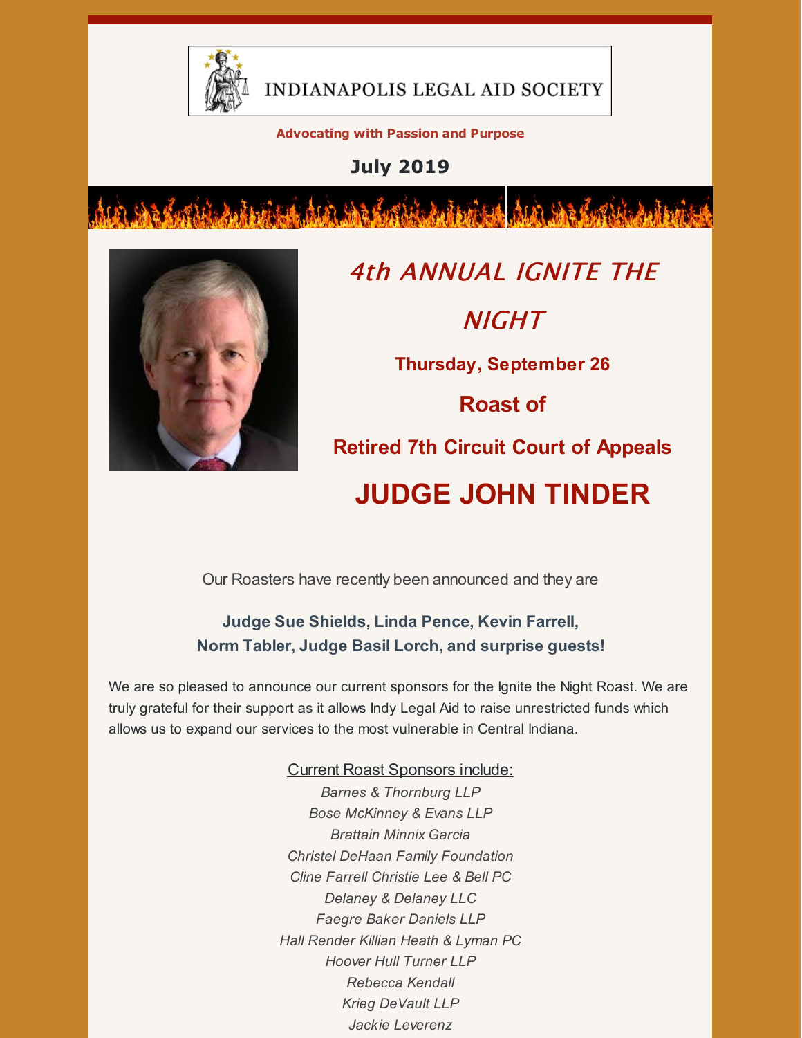# INDIANAPOLIS LEGAL AID SOCIETY

**Advocating with Passion and Purpose**

**July 2019**

## *4th ANNUAL IGNITE THE NIGHT*

**Thursday, September 26**

**Roast of**

**Retired 7th Circuit Court of Appeals**

# JUDGE JOHN TINDER

Our Roasters have recently been announced and they are

**Judge Sue Shields, Linda Pence, Kevin Farrell, Norm Tabler, Judge Basil Lorch, and surprise guests!**

We are so pleased to announce our current sponsors for the Ignite the Night Roast. We are truly grateful for their support as it allows Indy Legal Aid to raise unrestricted funds which allows us to expand our services to the most vulnerable in Central Indiana.

Current Roast Sponsors include:

*Barnes & Thornburg LLP*
*Bose McKinney & Evans LLP*
*Brattain Minnix Garcia*
*Christel DeHaan Family Foundation*
*Cline Farrell Christie Lee & Bell PC*
*Delaney & Delaney LLC*
*Faegre Baker Daniels LLP*
*Hall Render Killian Heath & Lyman PC*
*Hoover Hull Turner LLP*
*Rebecca Kendall*
*Krieg DeVault LLP*
*Jackie Leverenz*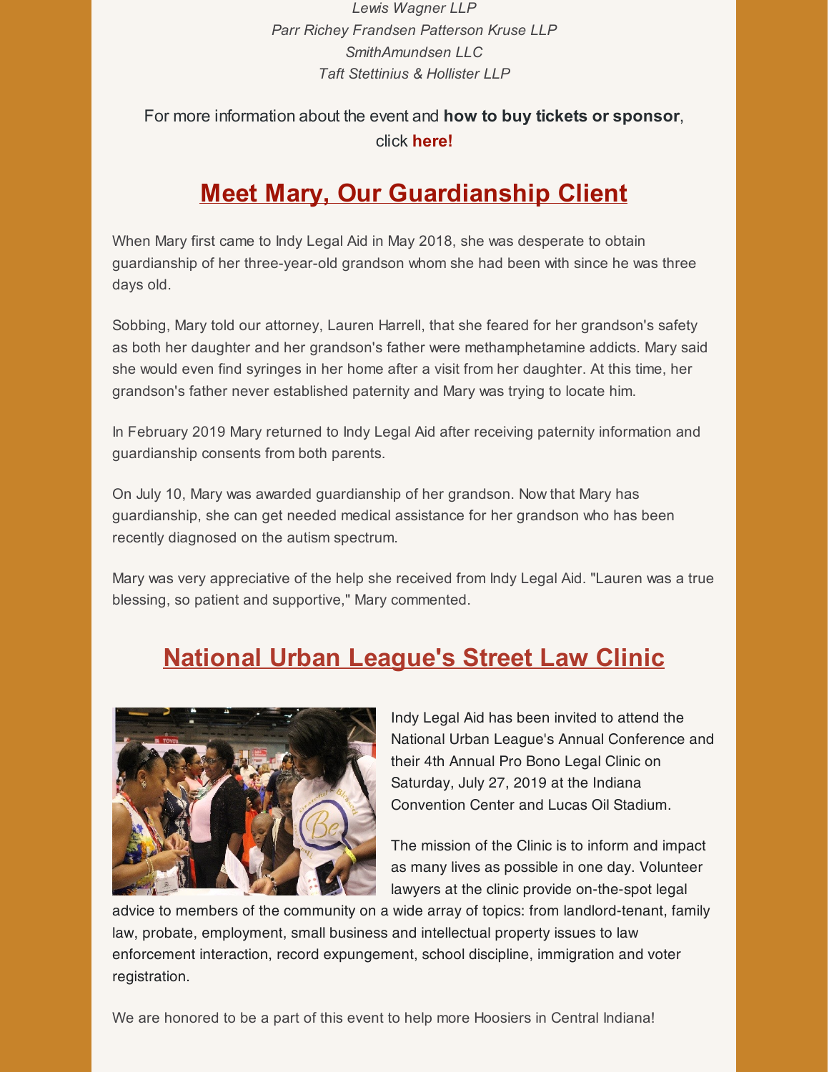*Lewis Wagner LLP*
*Parr Richey Frandsen Patterson Kruse LLP*
*SmithAmundsen LLC*
*Taft Stettinius & Hollister LLP*

For more information about the event and **how to buy tickets or sponsor**, click **here!**

## Meet Mary, Our Guardianship Client

When Mary first came to Indy Legal Aid in May 2018, she was desperate to obtain guardianship of her three-year-old grandson whom she had been with since he was three days old.

Sobbing, Mary told our attorney, Lauren Harrell, that she feared for her grandson's safety as both her daughter and her grandson's father were methamphetamine addicts. Mary said she would even find syringes in her home after a visit from her daughter. At this time, her grandson's father never established paternity and Mary was trying to locate him.

In February 2019 Mary returned to Indy Legal Aid after receiving paternity information and guardianship consents from both parents.

On July 10, Mary was awarded guardianship of her grandson. Now that Mary has guardianship, she can get needed medical assistance for her grandson who has been recently diagnosed on the autism spectrum.

Mary was very appreciative of the help she received from Indy Legal Aid. "Lauren was a true blessing, so patient and supportive," Mary commented.

## National Urban League's Street Law Clinic

Indy Legal Aid has been invited to attend the National Urban League's Annual Conference and their 4th Annual Pro Bono Legal Clinic on Saturday, July 27, 2019 at the Indiana Convention Center and Lucas Oil Stadium.

The mission of the Clinic is to inform and impact as many lives as possible in one day. Volunteer lawyers at the clinic provide on-the-spot legal advice to members of the community on a wide array of topics: from landlord-tenant, family law, probate, employment, small business and intellectual property issues to law enforcement interaction, record expungement, school discipline, immigration and voter registration.

We are honored to be a part of this event to help more Hoosiers in Central Indiana!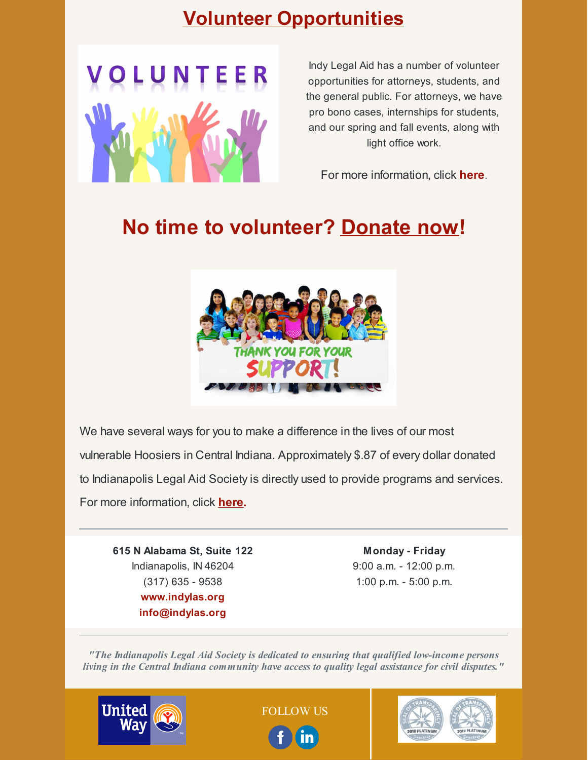# Volunteer Opportunities

Indy Legal Aid has a number of volunteer opportunities for attorneys, students, and the general public. For attorneys, we have pro bono cases, internships for students, and our spring and fall events, along with light office work.

For more information, click **here**.

## No time to volunteer? Donate now!

We have several ways for you to make a difference in the lives of our most vulnerable Hoosiers in Central Indiana. Approximately $.87 of every dollar donated to Indianapolis Legal Aid Society is directly used to provide programs and services. For more information, click **here.**

---

**615 N Alabama St, Suite 122**
Indianapolis, IN 46204
(317) 635 - 9538
**www.indylas.org**
**info@indylas.org**

**Monday - Friday**
9:00 a.m. - 12:00 p.m.
1:00 p.m. - 5:00 p.m.

---

*"The Indianapolis Legal Aid Society is dedicated to ensuring that qualified low-income persons living in the Central Indiana community have access to quality legal assistance for civil disputes."*

FOLLOW US